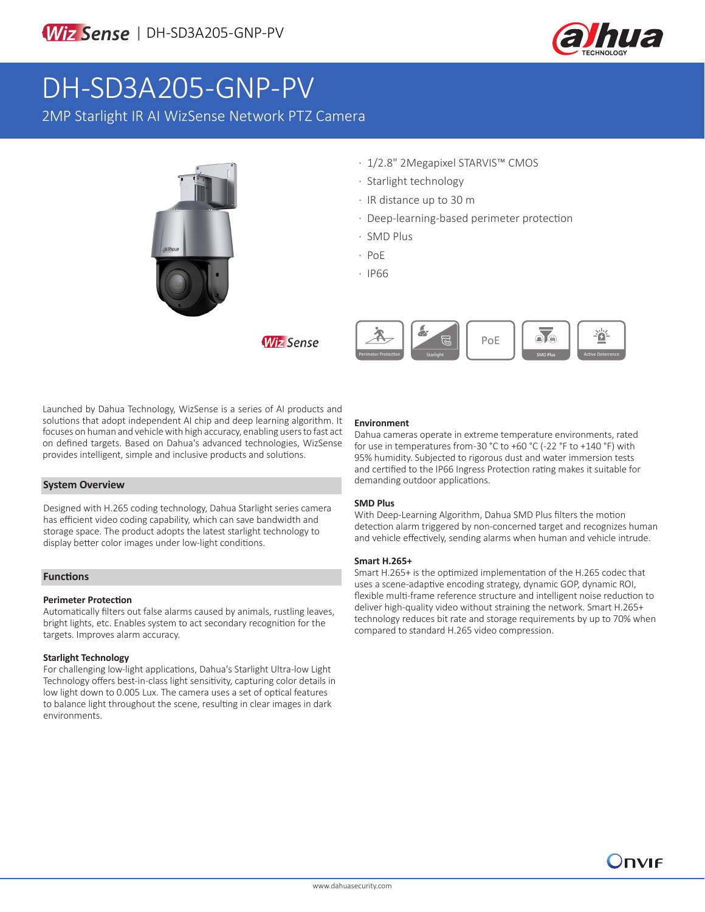WizSense | DH-SD3A205-GNP-PV

# DH-SD3A205-GNP-PV

2MP Starlight IR AI WizSense Network PTZ Camera

- 1/2.8" 2Megapixel STARVIS™ CMOS
- Starlight technology
- IR distance up to 30 m
- Deep-learning-based perimeter protection
- SMD Plus
- PoE
- IP66

Perimeter Protection | Starlight | PoE | SMD Plus | Active Deterrence

Launched by Dahua Technology, WizSense is a series of AI products and solutions that adopt independent AI chip and deep learning algorithm. It focuses on human and vehicle with high accuracy, enabling users to fast act on defined targets. Based on Dahua's advanced technologies, WizSense provides intelligent, simple and inclusive products and solutions.

## System Overview

Designed with H.265 coding technology, Dahua Starlight series camera has efficient video coding capability, which can save bandwidth and storage space. The product adopts the latest starlight technology to display better color images under low-light conditions.

## Functions

### Perimeter Protection

Automatically filters out false alarms caused by animals, rustling leaves, bright lights, etc. Enables system to act secondary recognition for the targets. Improves alarm accuracy.

### Starlight Technology

For challenging low-light applications, Dahua's Starlight Ultra-low Light Technology offers best-in-class light sensitivity, capturing color details in low light down to 0.005 Lux. The camera uses a set of optical features to balance light throughout the scene, resulting in clear images in dark environments.

### Environment

Dahua cameras operate in extreme temperature environments, rated for use in temperatures from -30 °C to +60 °C (-22 °F to +140 °F) with 95% humidity. Subjected to rigorous dust and water immersion tests and certified to the IP66 Ingress Protection rating makes it suitable for demanding outdoor applications.

### SMD Plus

With Deep-Learning Algorithm, Dahua SMD Plus filters the motion detection alarm triggered by non-concerned target and recognizes human and vehicle effectively, sending alarms when human and vehicle intrude.

### Smart H.265+

Smart H.265+ is the optimized implementation of the H.265 codec that uses a scene-adaptive encoding strategy, dynamic GOP, dynamic ROI, flexible multi-frame reference structure and intelligent noise reduction to deliver high-quality video without straining the network. Smart H.265+ technology reduces bit rate and storage requirements by up to 70% when compared to standard H.265 video compression.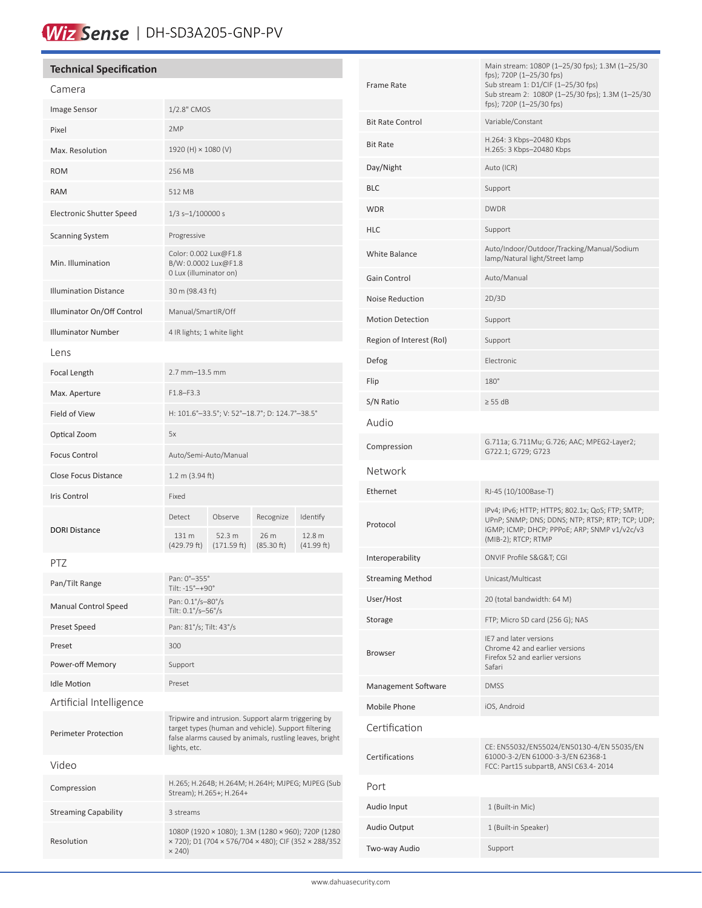# Wiz Sense | DH-SD3A205-GNP-PV

## Technical Specification

### Camera

| | |
|---|---|
| Image Sensor | 1/2.8" CMOS |
| Pixel | 2MP |
| Max. Resolution | 1920 (H) × 1080 (V) |
| ROM | 256 MB |
| RAM | 512 MB |
| Electronic Shutter Speed | 1/3 s–1/100000 s |
| Scanning System | Progressive |
| Min. Illumination | Color: 0.002 Lux@F1.8<br>B/W: 0.0002 Lux@F1.8<br>0 Lux (illuminator on) |
| Illumination Distance | 30 m (98.43 ft) |
| Illuminator On/Off Control | Manual/SmartIR/Off |
| Illuminator Number | 4 IR lights; 1 white light |

### Lens

| | | | | |
|---|---|---|---|---|
| Focal Length | 2.7 mm–13.5 mm | | | |
| Max. Aperture | F1.8–F3.3 | | | |
| Field of View | H: 101.6°–33.5°; V: 52°–18.7°; D: 124.7°–38.5° | | | |
| Optical Zoom | 5x | | | |
| Focus Control | Auto/Semi-Auto/Manual | | | |
| Close Focus Distance | 1.2 m (3.94 ft) | | | |
| Iris Control | Fixed | | | |
| DORI Distance | Detect | Observe | Recognize | Identify |
| | 131 m (429.79 ft) | 52.3 m (171.59 ft) | 26 m (85.30 ft) | 12.8 m (41.99 ft) |

### PTZ

| | |
|---|---|
| Pan/Tilt Range | Pan: 0°–355°<br>Tilt: -15°–+90° |
| Manual Control Speed | Pan: 0.1°/s–80°/s<br>Tilt: 0.1°/s–56°/s |
| Preset Speed | Pan: 81°/s; Tilt: 43°/s |
| Preset | 300 |
| Power-off Memory | Support |
| Idle Motion | Preset |

### Artificial Intelligence

| | |
|---|---|
| Perimeter Protection | Tripwire and intrusion. Support alarm triggering by target types (human and vehicle). Support filtering false alarms caused by animals, rustling leaves, bright lights, etc. |

### Video

| | |
|---|---|
| Compression | H.265; H.264B; H.264M; H.264H; MJPEG; MJPEG (Sub Stream); H.265+; H.264+ |
| Streaming Capability | 3 streams |
| Resolution | 1080P (1920 × 1080); 1.3M (1280 × 960); 720P (1280 × 720); D1 (704 × 576/704 × 480); CIF (352 × 288/352 × 240) |
| Frame Rate | Main stream: 1080P (1–25/30 fps); 1.3M (1–25/30 fps); 720P (1–25/30 fps)<br>Sub stream 1: D1/CIF (1–25/30 fps)<br>Sub stream 2: 1080P (1–25/30 fps); 1.3M (1–25/30 fps); 720P (1–25/30 fps) |
| Bit Rate Control | Variable/Constant |
| Bit Rate | H.264: 3 Kbps–20480 Kbps<br>H.265: 3 Kbps–20480 Kbps |
| Day/Night | Auto (ICR) |
| BLC | Support |
| WDR | DWDR |
| HLC | Support |
| White Balance | Auto/Indoor/Outdoor/Tracking/Manual/Sodium lamp/Natural light/Street lamp |
| Gain Control | Auto/Manual |
| Noise Reduction | 2D/3D |
| Motion Detection | Support |
| Region of Interest (RoI) | Support |
| Defog | Electronic |
| Flip | 180° |
| S/N Ratio | ≥ 55 dB |

### Audio

| | |
|---|---|
| Compression | G.711a; G.711Mu; G.726; AAC; MPEG2-Layer2; G722.1; G729; G723 |

### Network

| | |
|---|---|
| Ethernet | RJ-45 (10/100Base-T) |
| Protocol | IPv4; IPv6; HTTP; HTTPS; 802.1x; QoS; FTP; SMTP; UPnP; SNMP; DNS; DDNS; NTP; RTSP; RTP; TCP; UDP; IGMP; ICMP; DHCP; PPPoE; ARP; SNMP v1/v2c/v3 (MIB-2); RTCP; RTMP |
| Interoperability | ONVIF Profile S&G&T; CGI |
| Streaming Method | Unicast/Multicast |
| User/Host | 20 (total bandwidth: 64 M) |
| Storage | FTP; Micro SD card (256 G); NAS |
| Browser | IE7 and later versions<br>Chrome 42 and earlier versions<br>Firefox 52 and earlier versions<br>Safari |
| Management Software | DMSS |
| Mobile Phone | iOS, Android |

### Certification

| | |
|---|---|
| Certifications | CE: EN55032/EN55024/EN50130-4/EN 55035/EN 61000-3-2/EN 61000-3-3/EN 62368-1<br>FCC: Part15 subpartB, ANSI C63.4- 2014 |

### Port

| | |
|---|---|
| Audio Input | 1 (Built-in Mic) |
| Audio Output | 1 (Built-in Speaker) |
| Two-way Audio | Support |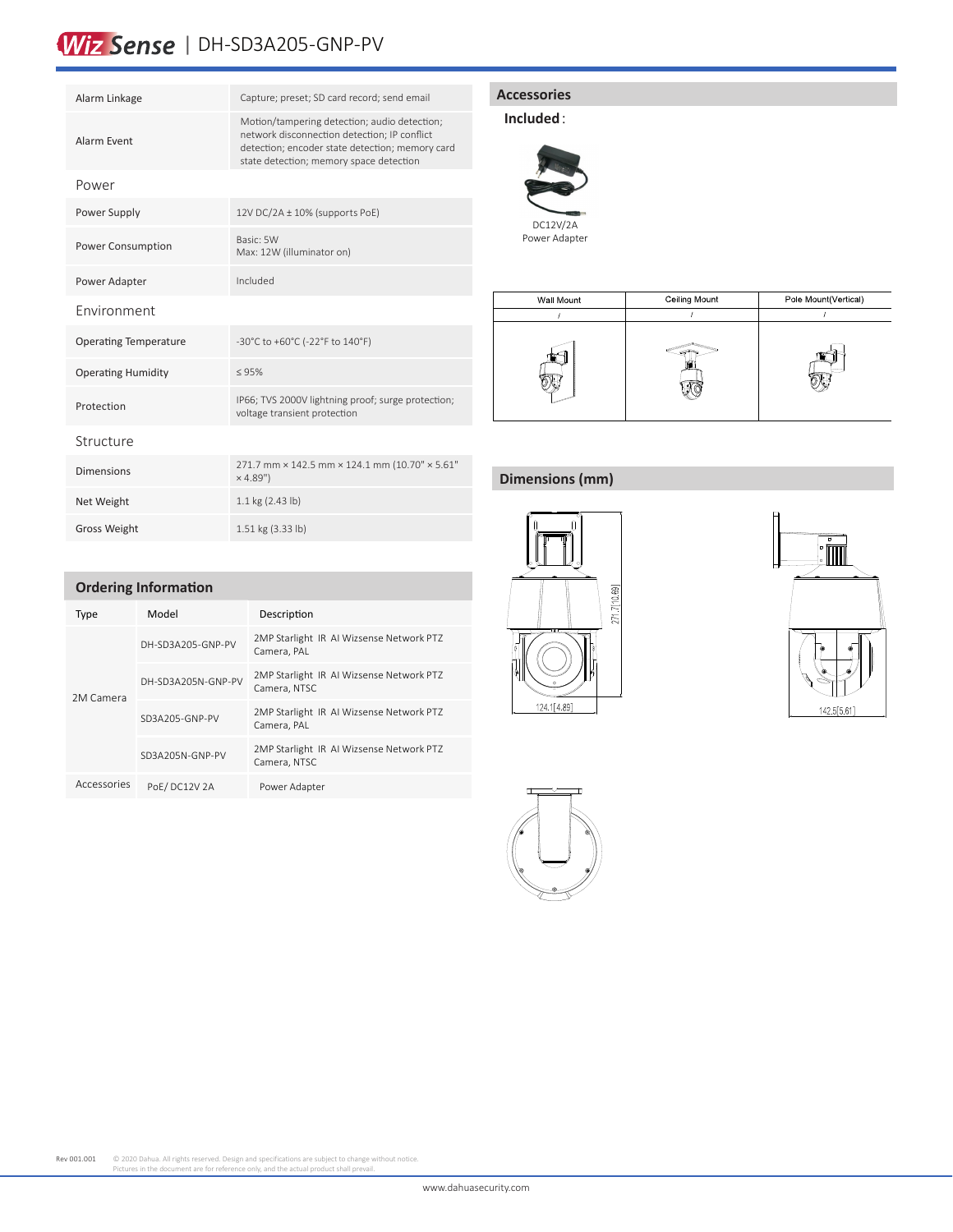| | |
|---|---|
| Alarm Linkage | Capture; preset; SD card record; send email |
| Alarm Event | Motion/tampering detection; audio detection; network disconnection detection; IP conflict detection; encoder state detection; memory card state detection; memory space detection |

## Power

| | |
|---|---|
| Power Supply | 12V DC/2A ± 10% (supports PoE) |
| Power Consumption | Basic: 5W<br>Max: 12W (illuminator on) |
| Power Adapter | Included |

## Environment

| | |
|---|---|
| Operating Temperature | -30°C to +60°C (-22°F to 140°F) |
| Operating Humidity | ≤ 95% |
| Protection | IP66; TVS 2000V lightning proof; surge protection; voltage transient protection |

## Structure

| | |
|---|---|
| Dimensions | 271.7 mm × 142.5 mm × 124.1 mm (10.70" × 5.61" × 4.89") |
| Net Weight | 1.1 kg (2.43 lb) |
| Gross Weight | 1.51 kg (3.33 lb) |

## Ordering Information

| Type | Model | Description |
|---|---|---|
| 2M Camera | DH-SD3A205-GNP-PV | 2MP Starlight IR AI Wizsense Network PTZ Camera, PAL |
| | DH-SD3A205N-GNP-PV | 2MP Starlight IR AI Wizsense Network PTZ Camera, NTSC |
| | SD3A205-GNP-PV | 2MP Starlight IR AI Wizsense Network PTZ Camera, PAL |
| | SD3A205N-GNP-PV | 2MP Starlight IR AI Wizsense Network PTZ Camera, NTSC |
| Accessories | PoE/ DC12V 2A | Power Adapter |

## Accessories

**Included:**

DC12V/2A
Power Adapter

| Wall Mount | Ceiling Mount | Pole Mount(Vertical) |
|---|---|---|
| / | / | / |

## Dimensions (mm)

271.7[10.69]
124.1[4.89]
142.5[5.61]